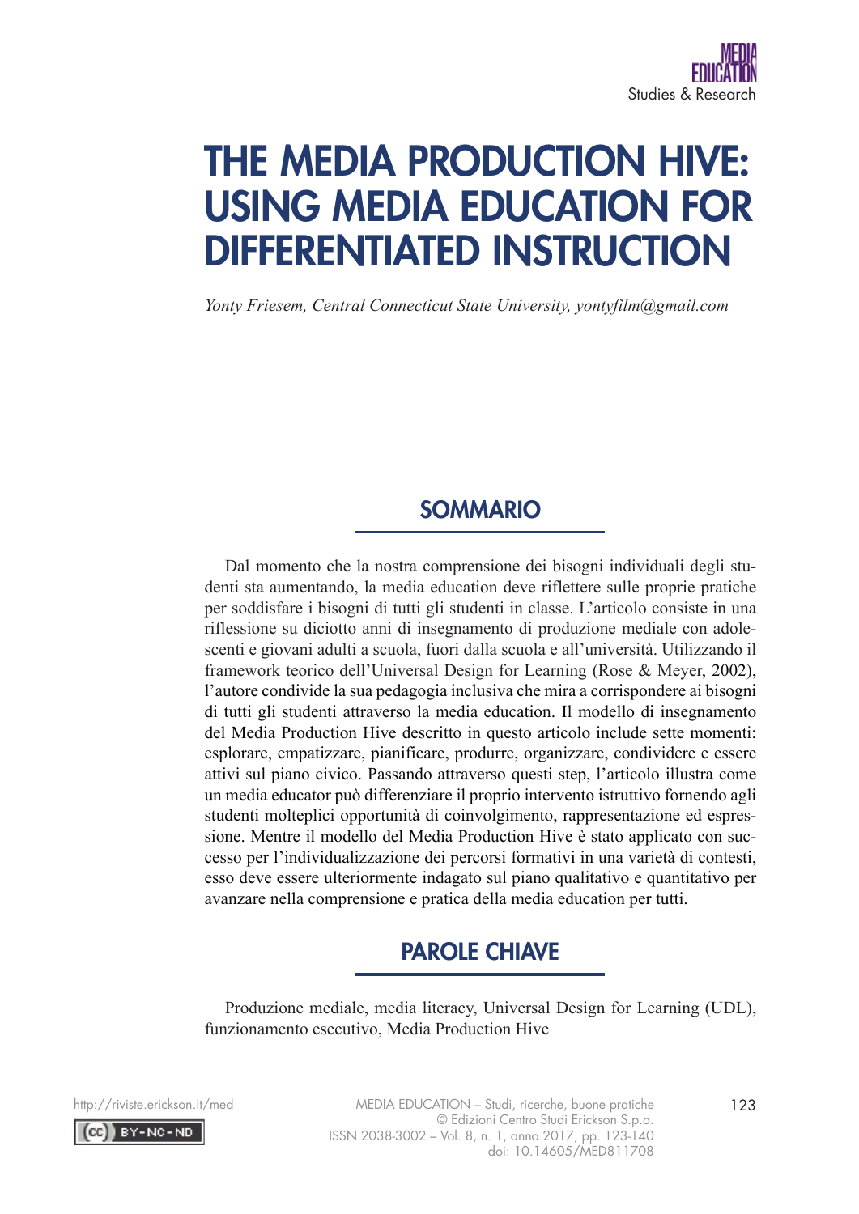# THE MEDIA PRODUCTION HIVE: USING MEDIA EDUCATION FOR DIFFERENTIATED INSTRUCTION

*Yonty Friesem, Central Connecticut State University, yontyfilm@gmail.com*

## SOMMARIO

Dal momento che la nostra comprensione dei bisogni individuali degli studenti sta aumentando, la media education deve riflettere sulle proprie pratiche per soddisfare i bisogni di tutti gli studenti in classe. L'articolo consiste in una riflessione su diciotto anni di insegnamento di produzione mediale con adolescenti e giovani adulti a scuola, fuori dalla scuola e all'università. Utilizzando il framework teorico dell'Universal Design for Learning (Rose & Meyer, 2002), l'autore condivide la sua pedagogia inclusiva che mira a corrispondere ai bisogni di tutti gli studenti attraverso la media education. Il modello di insegnamento del Media Production Hive descritto in questo articolo include sette momenti: esplorare, empatizzare, pianificare, produrre, organizzare, condividere e essere attivi sul piano civico. Passando attraverso questi step, l'articolo illustra come un media educator può differenziare il proprio intervento istruttivo fornendo agli studenti molteplici opportunità di coinvolgimento, rappresentazione ed espressione. Mentre il modello del Media Production Hive è stato applicato con successo per l'individualizzazione dei percorsi formativi in una varietà di contesti, esso deve essere ulteriormente indagato sul piano qualitativo e quantitativo per avanzare nella comprensione e pratica della media education per tutti.

## PAROLE CHIAVE

Produzione mediale, media literacy, Universal Design for Learning (UDL), funzionamento esecutivo, Media Production Hive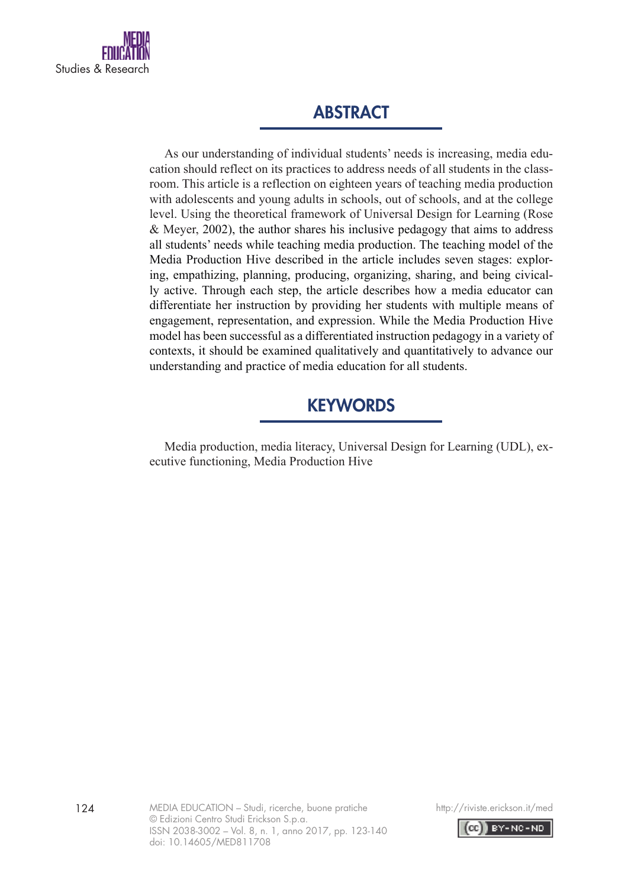## ABSTRACT

As our understanding of individual students' needs is increasing, media education should reflect on its practices to address needs of all students in the classroom. This article is a reflection on eighteen years of teaching media production with adolescents and young adults in schools, out of schools, and at the college level. Using the theoretical framework of Universal Design for Learning (Rose & Meyer, 2002), the author shares his inclusive pedagogy that aims to address all students' needs while teaching media production. The teaching model of the Media Production Hive described in the article includes seven stages: exploring, empathizing, planning, producing, organizing, sharing, and being civically active. Through each step, the article describes how a media educator can differentiate her instruction by providing her students with multiple means of engagement, representation, and expression. While the Media Production Hive model has been successful as a differentiated instruction pedagogy in a variety of contexts, it should be examined qualitatively and quantitatively to advance our understanding and practice of media education for all students.

## KEYWORDS

Media production, media literacy, Universal Design for Learning (UDL), executive functioning, Media Production Hive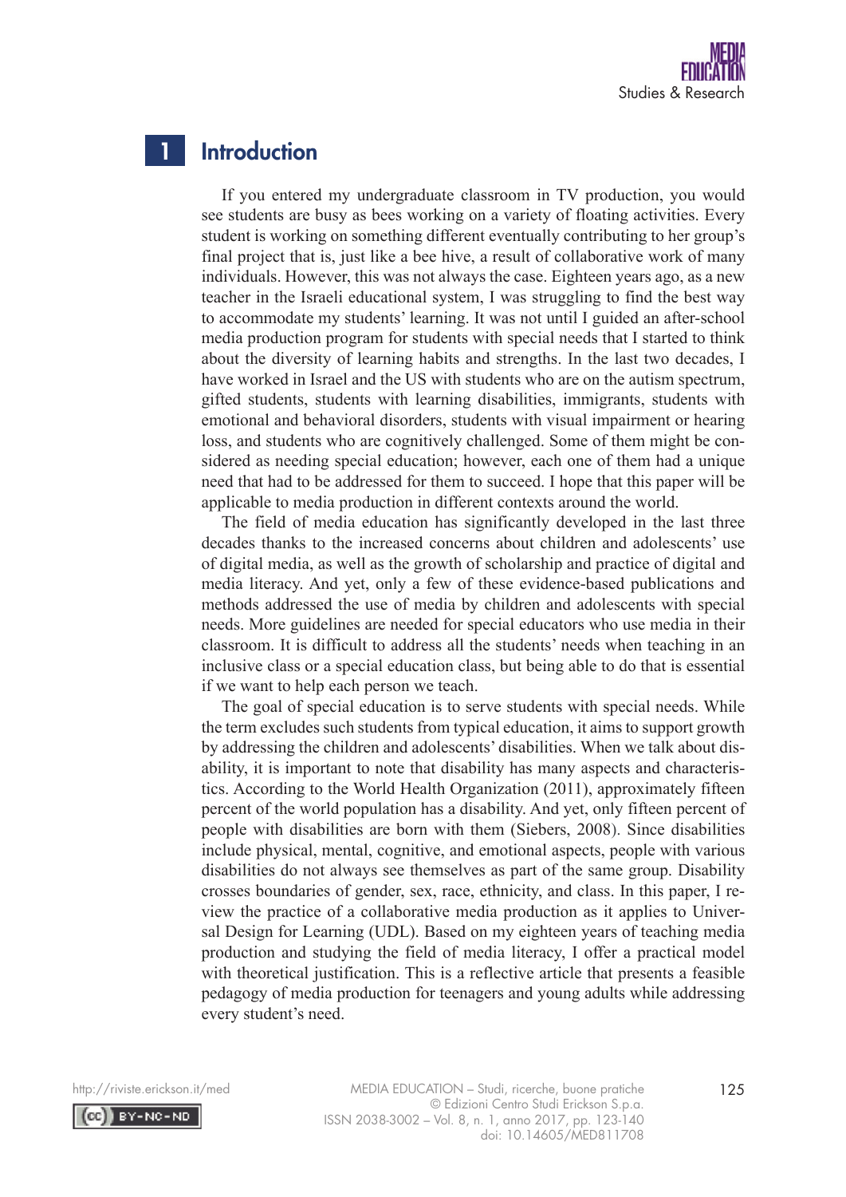# 1 Introduction

If you entered my undergraduate classroom in TV production, you would see students are busy as bees working on a variety of floating activities. Every student is working on something different eventually contributing to her group's final project that is, just like a bee hive, a result of collaborative work of many individuals. However, this was not always the case. Eighteen years ago, as a new teacher in the Israeli educational system, I was struggling to find the best way to accommodate my students' learning. It was not until I guided an after-school media production program for students with special needs that I started to think about the diversity of learning habits and strengths. In the last two decades, I have worked in Israel and the US with students who are on the autism spectrum, gifted students, students with learning disabilities, immigrants, students with emotional and behavioral disorders, students with visual impairment or hearing loss, and students who are cognitively challenged. Some of them might be considered as needing special education; however, each one of them had a unique need that had to be addressed for them to succeed. I hope that this paper will be applicable to media production in different contexts around the world.

The field of media education has significantly developed in the last three decades thanks to the increased concerns about children and adolescents' use of digital media, as well as the growth of scholarship and practice of digital and media literacy. And yet, only a few of these evidence-based publications and methods addressed the use of media by children and adolescents with special needs. More guidelines are needed for special educators who use media in their classroom. It is difficult to address all the students' needs when teaching in an inclusive class or a special education class, but being able to do that is essential if we want to help each person we teach.

The goal of special education is to serve students with special needs. While the term excludes such students from typical education, it aims to support growth by addressing the children and adolescents' disabilities. When we talk about disability, it is important to note that disability has many aspects and characteristics. According to the World Health Organization (2011), approximately fifteen percent of the world population has a disability. And yet, only fifteen percent of people with disabilities are born with them (Siebers, 2008). Since disabilities include physical, mental, cognitive, and emotional aspects, people with various disabilities do not always see themselves as part of the same group. Disability crosses boundaries of gender, sex, race, ethnicity, and class. In this paper, I review the practice of a collaborative media production as it applies to Universal Design for Learning (UDL). Based on my eighteen years of teaching media production and studying the field of media literacy, I offer a practical model with theoretical justification. This is a reflective article that presents a feasible pedagogy of media production for teenagers and young adults while addressing every student's need.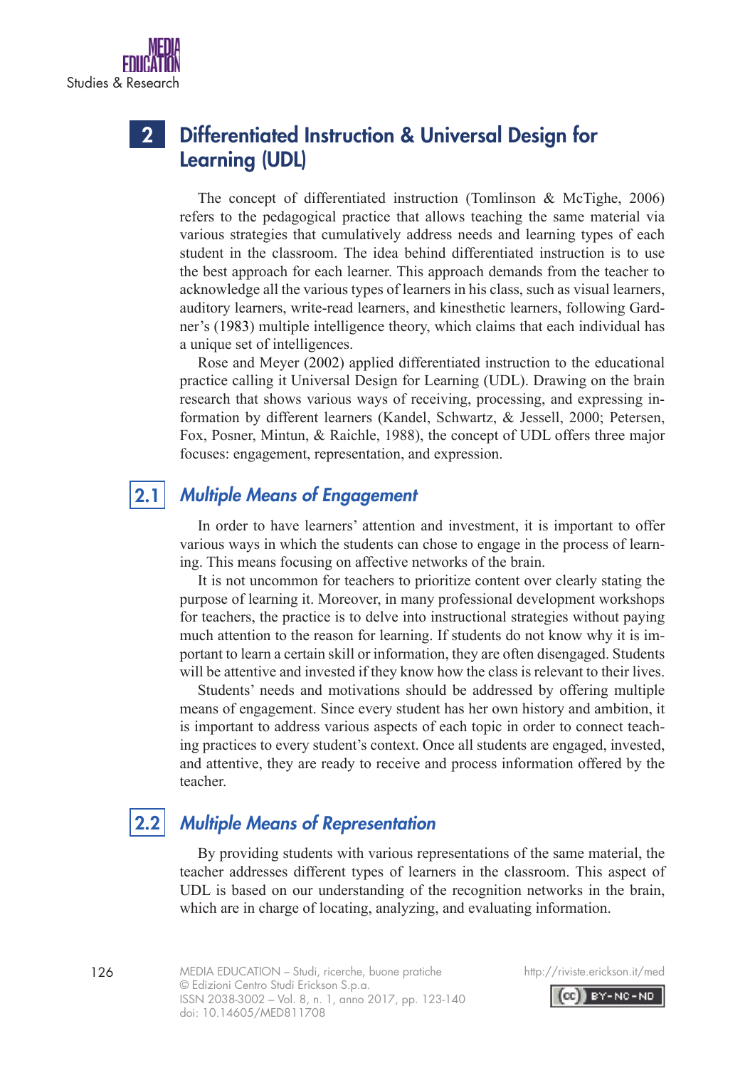## 2 Differentiated Instruction & Universal Design for Learning (UDL)

The concept of differentiated instruction (Tomlinson & McTighe, 2006) refers to the pedagogical practice that allows teaching the same material via various strategies that cumulatively address needs and learning types of each student in the classroom. The idea behind differentiated instruction is to use the best approach for each learner. This approach demands from the teacher to acknowledge all the various types of learners in his class, such as visual learners, auditory learners, write-read learners, and kinesthetic learners, following Gardner's (1983) multiple intelligence theory, which claims that each individual has a unique set of intelligences.

Rose and Meyer (2002) applied differentiated instruction to the educational practice calling it Universal Design for Learning (UDL). Drawing on the brain research that shows various ways of receiving, processing, and expressing information by different learners (Kandel, Schwartz, & Jessell, 2000; Petersen, Fox, Posner, Mintun, & Raichle, 1988), the concept of UDL offers three major focuses: engagement, representation, and expression.

### 2.1 *Multiple Means of Engagement*

In order to have learners' attention and investment, it is important to offer various ways in which the students can chose to engage in the process of learning. This means focusing on affective networks of the brain.

It is not uncommon for teachers to prioritize content over clearly stating the purpose of learning it. Moreover, in many professional development workshops for teachers, the practice is to delve into instructional strategies without paying much attention to the reason for learning. If students do not know why it is important to learn a certain skill or information, they are often disengaged. Students will be attentive and invested if they know how the class is relevant to their lives.

Students' needs and motivations should be addressed by offering multiple means of engagement. Since every student has her own history and ambition, it is important to address various aspects of each topic in order to connect teaching practices to every student's context. Once all students are engaged, invested, and attentive, they are ready to receive and process information offered by the teacher.

### 2.2 *Multiple Means of Representation*

By providing students with various representations of the same material, the teacher addresses different types of learners in the classroom. This aspect of UDL is based on our understanding of the recognition networks in the brain, which are in charge of locating, analyzing, and evaluating information.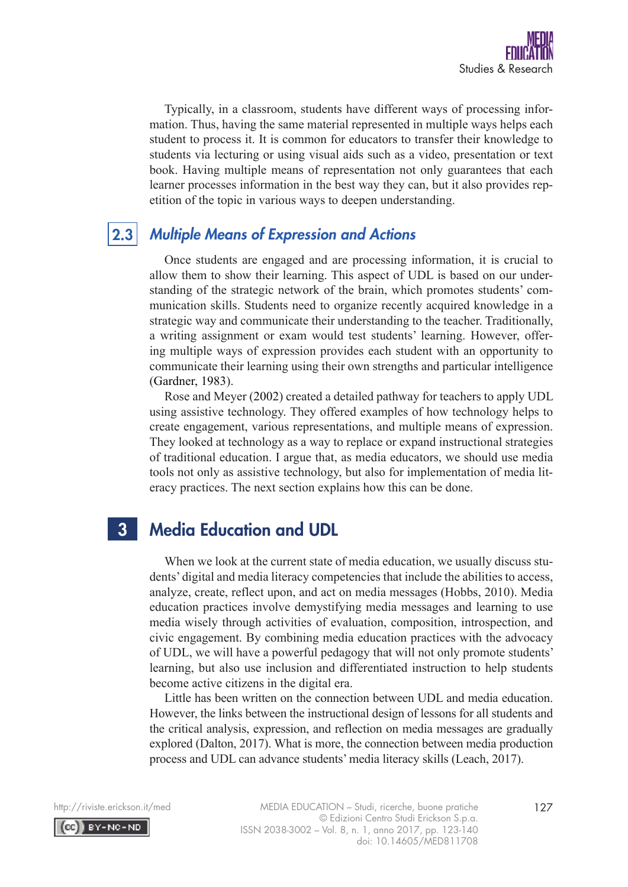Typically, in a classroom, students have different ways of processing information. Thus, having the same material represented in multiple ways helps each student to process it. It is common for educators to transfer their knowledge to students via lecturing or using visual aids such as a video, presentation or text book. Having multiple means of representation not only guarantees that each learner processes information in the best way they can, but it also provides repetition of the topic in various ways to deepen understanding.

### 2.3 *Multiple Means of Expression and Actions*

Once students are engaged and are processing information, it is crucial to allow them to show their learning. This aspect of UDL is based on our understanding of the strategic network of the brain, which promotes students' communication skills. Students need to organize recently acquired knowledge in a strategic way and communicate their understanding to the teacher. Traditionally, a writing assignment or exam would test students' learning. However, offering multiple ways of expression provides each student with an opportunity to communicate their learning using their own strengths and particular intelligence (Gardner, 1983).

Rose and Meyer (2002) created a detailed pathway for teachers to apply UDL using assistive technology. They offered examples of how technology helps to create engagement, various representations, and multiple means of expression. They looked at technology as a way to replace or expand instructional strategies of traditional education. I argue that, as media educators, we should use media tools not only as assistive technology, but also for implementation of media literacy practices. The next section explains how this can be done.

## 3 Media Education and UDL

When we look at the current state of media education, we usually discuss students' digital and media literacy competencies that include the abilities to access, analyze, create, reflect upon, and act on media messages (Hobbs, 2010). Media education practices involve demystifying media messages and learning to use media wisely through activities of evaluation, composition, introspection, and civic engagement. By combining media education practices with the advocacy of UDL, we will have a powerful pedagogy that will not only promote students' learning, but also use inclusion and differentiated instruction to help students become active citizens in the digital era.

Little has been written on the connection between UDL and media education. However, the links between the instructional design of lessons for all students and the critical analysis, expression, and reflection on media messages are gradually explored (Dalton, 2017). What is more, the connection between media production process and UDL can advance students' media literacy skills (Leach, 2017).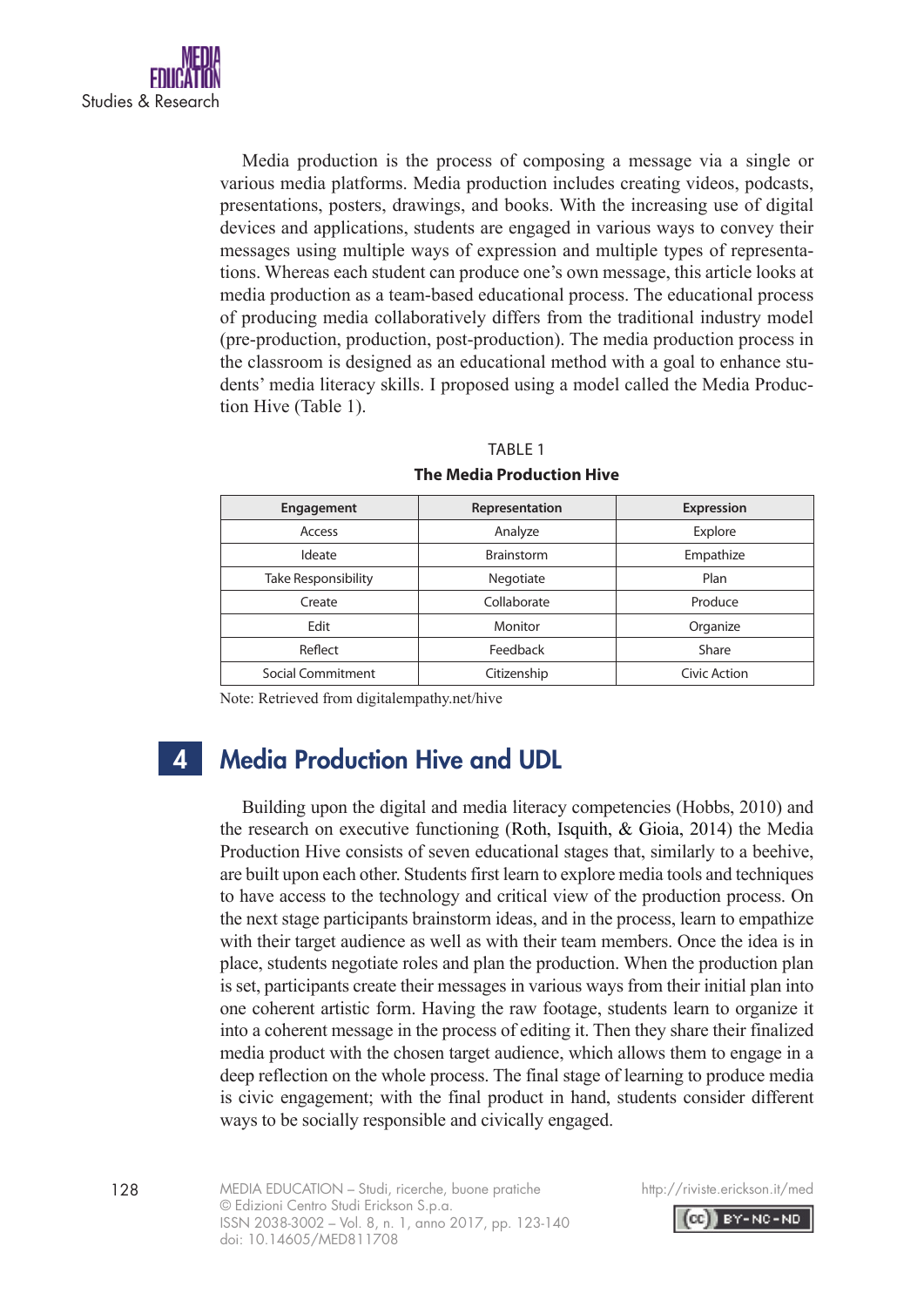Media production is the process of composing a message via a single or various media platforms. Media production includes creating videos, podcasts, presentations, posters, drawings, and books. With the increasing use of digital devices and applications, students are engaged in various ways to convey their messages using multiple ways of expression and multiple types of representations. Whereas each student can produce one's own message, this article looks at media production as a team-based educational process. The educational process of producing media collaboratively differs from the traditional industry model (pre-production, production, post-production). The media production process in the classroom is designed as an educational method with a goal to enhance students' media literacy skills. I proposed using a model called the Media Production Hive (Table 1).

TABLE 1

**The Media Production Hive**

| Engagement | Representation | Expression |
|---|---|---|
| Access | Analyze | Explore |
| Ideate | Brainstorm | Empathize |
| Take Responsibility | Negotiate | Plan |
| Create | Collaborate | Produce |
| Edit | Monitor | Organize |
| Reflect | Feedback | Share |
| Social Commitment | Citizenship | Civic Action |

Note: Retrieved from digitalempathy.net/hive

## 4 Media Production Hive and UDL

Building upon the digital and media literacy competencies (Hobbs, 2010) and the research on executive functioning (Roth, Isquith, & Gioia, 2014) the Media Production Hive consists of seven educational stages that, similarly to a beehive, are built upon each other. Students first learn to explore media tools and techniques to have access to the technology and critical view of the production process. On the next stage participants brainstorm ideas, and in the process, learn to empathize with their target audience as well as with their team members. Once the idea is in place, students negotiate roles and plan the production. When the production plan is set, participants create their messages in various ways from their initial plan into one coherent artistic form. Having the raw footage, students learn to organize it into a coherent message in the process of editing it. Then they share their finalized media product with the chosen target audience, which allows them to engage in a deep reflection on the whole process. The final stage of learning to produce media is civic engagement; with the final product in hand, students consider different ways to be socially responsible and civically engaged.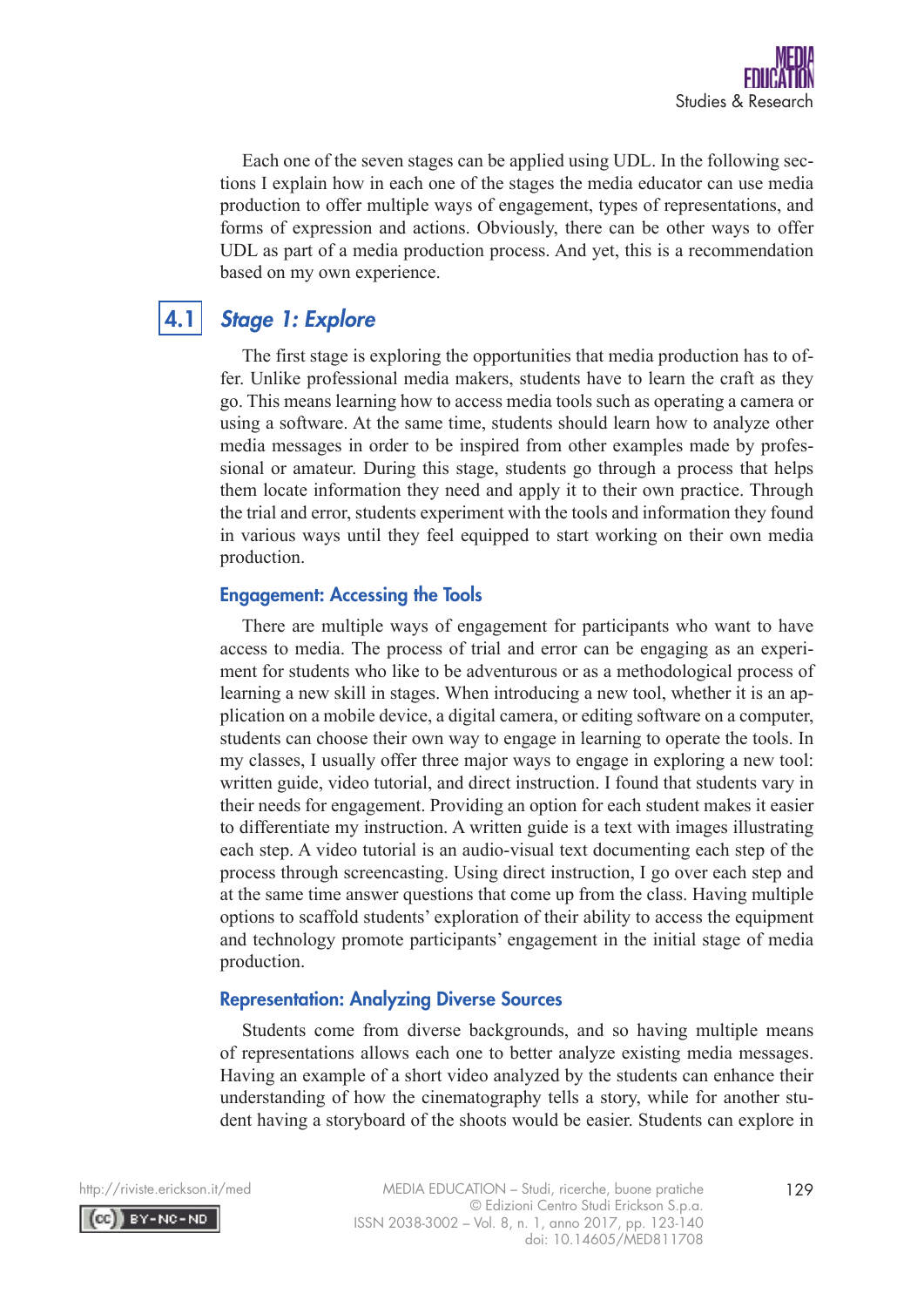Each one of the seven stages can be applied using UDL. In the following sections I explain how in each one of the stages the media educator can use media production to offer multiple ways of engagement, types of representations, and forms of expression and actions. Obviously, there can be other ways to offer UDL as part of a media production process. And yet, this is a recommendation based on my own experience.

## 4.1 *Stage 1: Explore*

The first stage is exploring the opportunities that media production has to offer. Unlike professional media makers, students have to learn the craft as they go. This means learning how to access media tools such as operating a camera or using a software. At the same time, students should learn how to analyze other media messages in order to be inspired from other examples made by professional or amateur. During this stage, students go through a process that helps them locate information they need and apply it to their own practice. Through the trial and error, students experiment with the tools and information they found in various ways until they feel equipped to start working on their own media production.

### Engagement: Accessing the Tools

There are multiple ways of engagement for participants who want to have access to media. The process of trial and error can be engaging as an experiment for students who like to be adventurous or as a methodological process of learning a new skill in stages. When introducing a new tool, whether it is an application on a mobile device, a digital camera, or editing software on a computer, students can choose their own way to engage in learning to operate the tools. In my classes, I usually offer three major ways to engage in exploring a new tool: written guide, video tutorial, and direct instruction. I found that students vary in their needs for engagement. Providing an option for each student makes it easier to differentiate my instruction. A written guide is a text with images illustrating each step. A video tutorial is an audio-visual text documenting each step of the process through screencasting. Using direct instruction, I go over each step and at the same time answer questions that come up from the class. Having multiple options to scaffold students' exploration of their ability to access the equipment and technology promote participants' engagement in the initial stage of media production.

### Representation: Analyzing Diverse Sources

Students come from diverse backgrounds, and so having multiple means of representations allows each one to better analyze existing media messages. Having an example of a short video analyzed by the students can enhance their understanding of how the cinematography tells a story, while for another student having a storyboard of the shoots would be easier. Students can explore in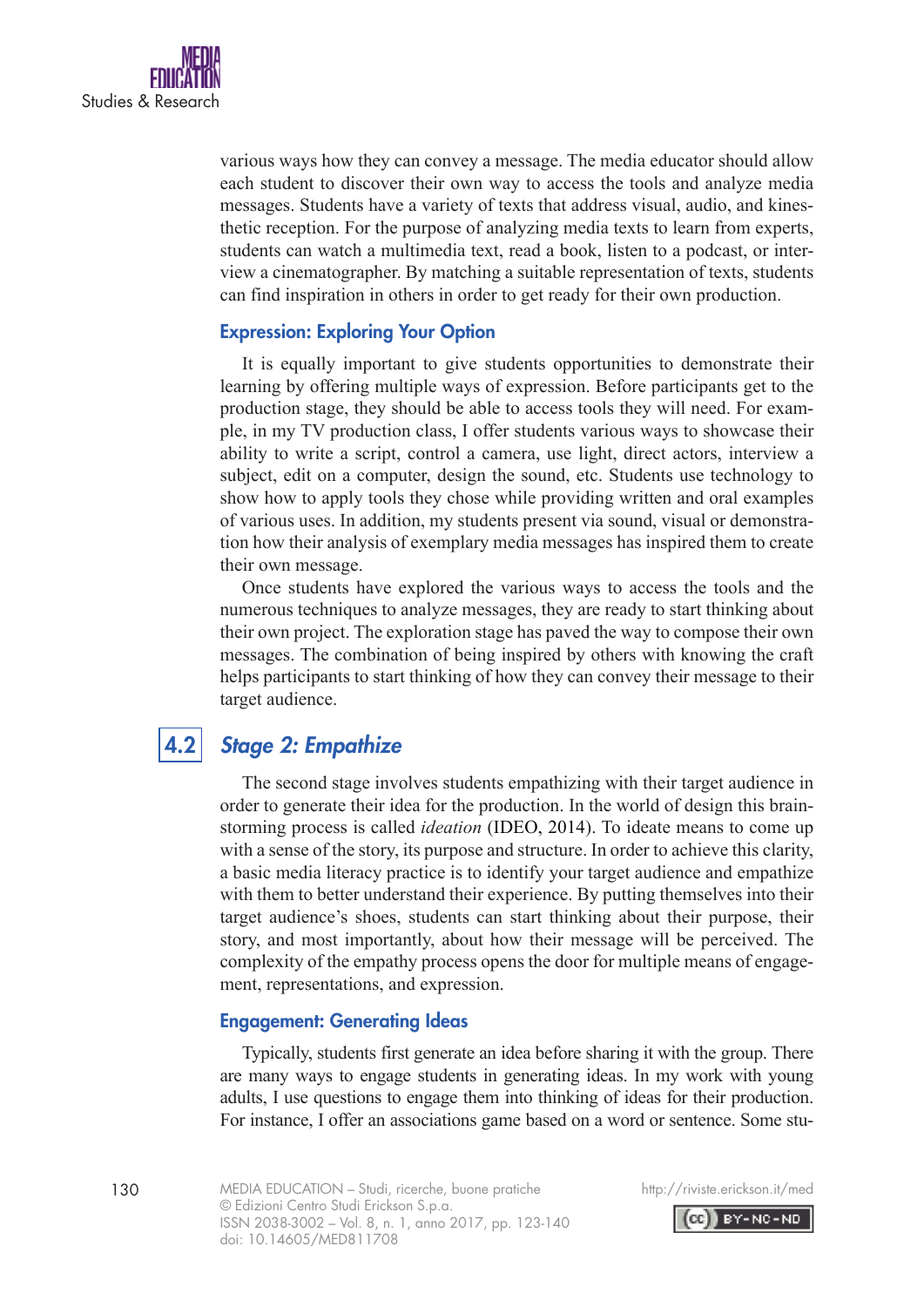various ways how they can convey a message. The media educator should allow each student to discover their own way to access the tools and analyze media messages. Students have a variety of texts that address visual, audio, and kinesthetic reception. For the purpose of analyzing media texts to learn from experts, students can watch a multimedia text, read a book, listen to a podcast, or interview a cinematographer. By matching a suitable representation of texts, students can find inspiration in others in order to get ready for their own production.

### Expression: Exploring Your Option

It is equally important to give students opportunities to demonstrate their learning by offering multiple ways of expression. Before participants get to the production stage, they should be able to access tools they will need. For example, in my TV production class, I offer students various ways to showcase their ability to write a script, control a camera, use light, direct actors, interview a subject, edit on a computer, design the sound, etc. Students use technology to show how to apply tools they chose while providing written and oral examples of various uses. In addition, my students present via sound, visual or demonstration how their analysis of exemplary media messages has inspired them to create their own message.

Once students have explored the various ways to access the tools and the numerous techniques to analyze messages, they are ready to start thinking about their own project. The exploration stage has paved the way to compose their own messages. The combination of being inspired by others with knowing the craft helps participants to start thinking of how they can convey their message to their target audience.

## 4.2 *Stage 2: Empathize*

The second stage involves students empathizing with their target audience in order to generate their idea for the production. In the world of design this brainstorming process is called *ideation* (IDEO, 2014). To ideate means to come up with a sense of the story, its purpose and structure. In order to achieve this clarity, a basic media literacy practice is to identify your target audience and empathize with them to better understand their experience. By putting themselves into their target audience's shoes, students can start thinking about their purpose, their story, and most importantly, about how their message will be perceived. The complexity of the empathy process opens the door for multiple means of engagement, representations, and expression.

### Engagement: Generating Ideas

Typically, students first generate an idea before sharing it with the group. There are many ways to engage students in generating ideas. In my work with young adults, I use questions to engage them into thinking of ideas for their production. For instance, I offer an associations game based on a word or sentence. Some stu-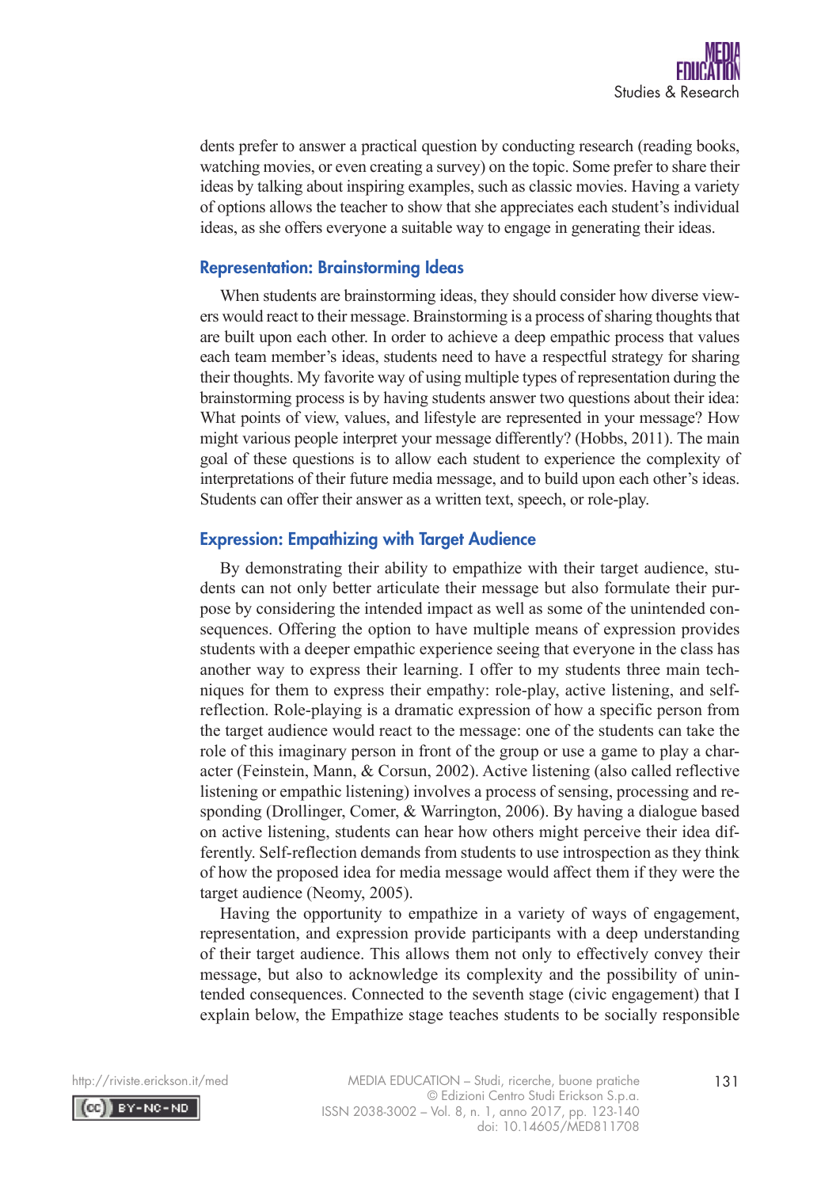dents prefer to answer a practical question by conducting research (reading books, watching movies, or even creating a survey) on the topic. Some prefer to share their ideas by talking about inspiring examples, such as classic movies. Having a variety of options allows the teacher to show that she appreciates each student's individual ideas, as she offers everyone a suitable way to engage in generating their ideas.

### Representation: Brainstorming Ideas

When students are brainstorming ideas, they should consider how diverse viewers would react to their message. Brainstorming is a process of sharing thoughts that are built upon each other. In order to achieve a deep empathic process that values each team member's ideas, students need to have a respectful strategy for sharing their thoughts. My favorite way of using multiple types of representation during the brainstorming process is by having students answer two questions about their idea: What points of view, values, and lifestyle are represented in your message? How might various people interpret your message differently? (Hobbs, 2011). The main goal of these questions is to allow each student to experience the complexity of interpretations of their future media message, and to build upon each other's ideas. Students can offer their answer as a written text, speech, or role-play.

### Expression: Empathizing with Target Audience

By demonstrating their ability to empathize with their target audience, students can not only better articulate their message but also formulate their purpose by considering the intended impact as well as some of the unintended consequences. Offering the option to have multiple means of expression provides students with a deeper empathic experience seeing that everyone in the class has another way to express their learning. I offer to my students three main techniques for them to express their empathy: role-play, active listening, and self-reflection. Role-playing is a dramatic expression of how a specific person from the target audience would react to the message: one of the students can take the role of this imaginary person in front of the group or use a game to play a character (Feinstein, Mann, & Corsun, 2002). Active listening (also called reflective listening or empathic listening) involves a process of sensing, processing and responding (Drollinger, Comer, & Warrington, 2006). By having a dialogue based on active listening, students can hear how others might perceive their idea differently. Self-reflection demands from students to use introspection as they think of how the proposed idea for media message would affect them if they were the target audience (Neomy, 2005).

Having the opportunity to empathize in a variety of ways of engagement, representation, and expression provide participants with a deep understanding of their target audience. This allows them not only to effectively convey their message, but also to acknowledge its complexity and the possibility of unintended consequences. Connected to the seventh stage (civic engagement) that I explain below, the Empathize stage teaches students to be socially responsible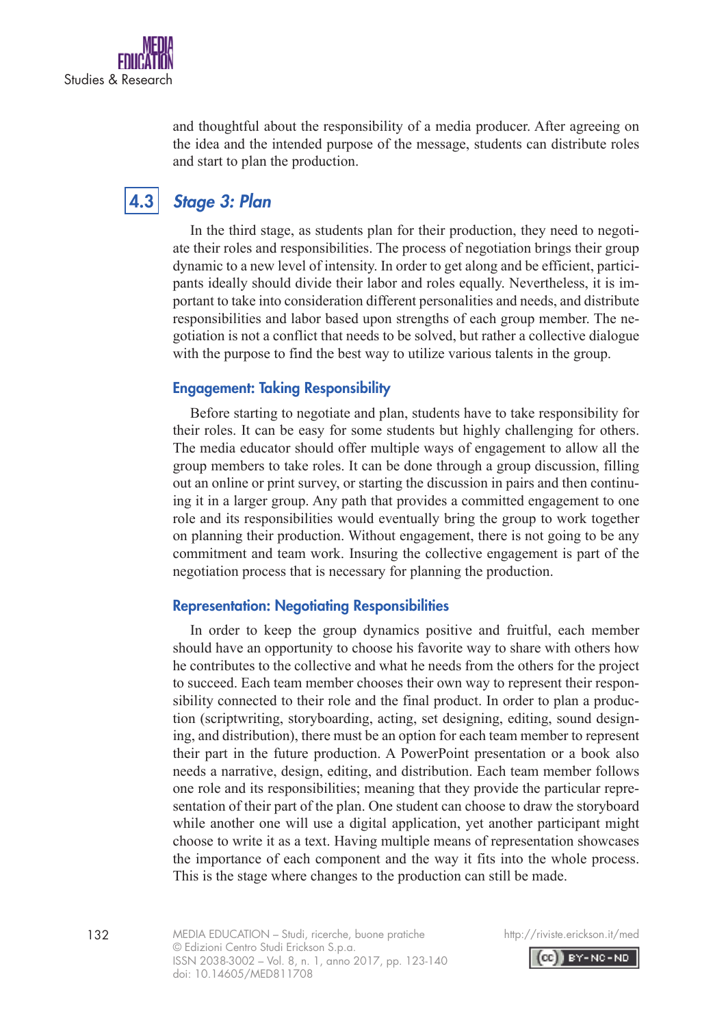and thoughtful about the responsibility of a media producer. After agreeing on the idea and the intended purpose of the message, students can distribute roles and start to plan the production.

## 4.3 *Stage 3: Plan*

In the third stage, as students plan for their production, they need to negotiate their roles and responsibilities. The process of negotiation brings their group dynamic to a new level of intensity. In order to get along and be efficient, participants ideally should divide their labor and roles equally. Nevertheless, it is important to take into consideration different personalities and needs, and distribute responsibilities and labor based upon strengths of each group member. The negotiation is not a conflict that needs to be solved, but rather a collective dialogue with the purpose to find the best way to utilize various talents in the group.

### Engagement: Taking Responsibility

Before starting to negotiate and plan, students have to take responsibility for their roles. It can be easy for some students but highly challenging for others. The media educator should offer multiple ways of engagement to allow all the group members to take roles. It can be done through a group discussion, filling out an online or print survey, or starting the discussion in pairs and then continuing it in a larger group. Any path that provides a committed engagement to one role and its responsibilities would eventually bring the group to work together on planning their production. Without engagement, there is not going to be any commitment and team work. Insuring the collective engagement is part of the negotiation process that is necessary for planning the production.

### Representation: Negotiating Responsibilities

In order to keep the group dynamics positive and fruitful, each member should have an opportunity to choose his favorite way to share with others how he contributes to the collective and what he needs from the others for the project to succeed. Each team member chooses their own way to represent their responsibility connected to their role and the final product. In order to plan a production (scriptwriting, storyboarding, acting, set designing, editing, sound designing, and distribution), there must be an option for each team member to represent their part in the future production. A PowerPoint presentation or a book also needs a narrative, design, editing, and distribution. Each team member follows one role and its responsibilities; meaning that they provide the particular representation of their part of the plan. One student can choose to draw the storyboard while another one will use a digital application, yet another participant might choose to write it as a text. Having multiple means of representation showcases the importance of each component and the way it fits into the whole process. This is the stage where changes to the production can still be made.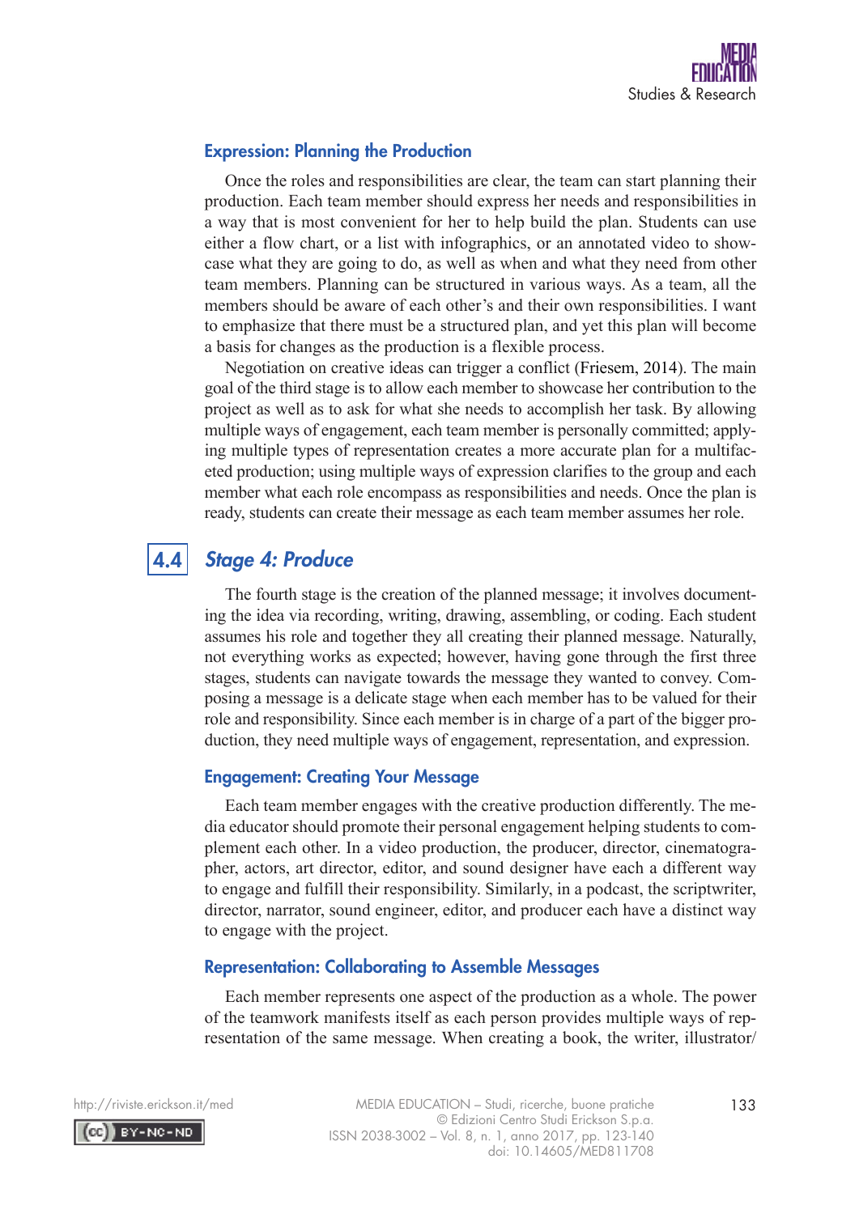### Expression: Planning the Production

Once the roles and responsibilities are clear, the team can start planning their production. Each team member should express her needs and responsibilities in a way that is most convenient for her to help build the plan. Students can use either a flow chart, or a list with infographics, or an annotated video to showcase what they are going to do, as well as when and what they need from other team members. Planning can be structured in various ways. As a team, all the members should be aware of each other's and their own responsibilities. I want to emphasize that there must be a structured plan, and yet this plan will become a basis for changes as the production is a flexible process.

Negotiation on creative ideas can trigger a conflict (Friesem, 2014). The main goal of the third stage is to allow each member to showcase her contribution to the project as well as to ask for what she needs to accomplish her task. By allowing multiple ways of engagement, each team member is personally committed; applying multiple types of representation creates a more accurate plan for a multifaceted production; using multiple ways of expression clarifies to the group and each member what each role encompass as responsibilities and needs. Once the plan is ready, students can create their message as each team member assumes her role.

## 4.4 *Stage 4: Produce*

The fourth stage is the creation of the planned message; it involves documenting the idea via recording, writing, drawing, assembling, or coding. Each student assumes his role and together they all creating their planned message. Naturally, not everything works as expected; however, having gone through the first three stages, students can navigate towards the message they wanted to convey. Composing a message is a delicate stage when each member has to be valued for their role and responsibility. Since each member is in charge of a part of the bigger production, they need multiple ways of engagement, representation, and expression.

### Engagement: Creating Your Message

Each team member engages with the creative production differently. The media educator should promote their personal engagement helping students to complement each other. In a video production, the producer, director, cinematographer, actors, art director, editor, and sound designer have each a different way to engage and fulfill their responsibility. Similarly, in a podcast, the scriptwriter, director, narrator, sound engineer, editor, and producer each have a distinct way to engage with the project.

### Representation: Collaborating to Assemble Messages

Each member represents one aspect of the production as a whole. The power of the teamwork manifests itself as each person provides multiple ways of representation of the same message. When creating a book, the writer, illustrator/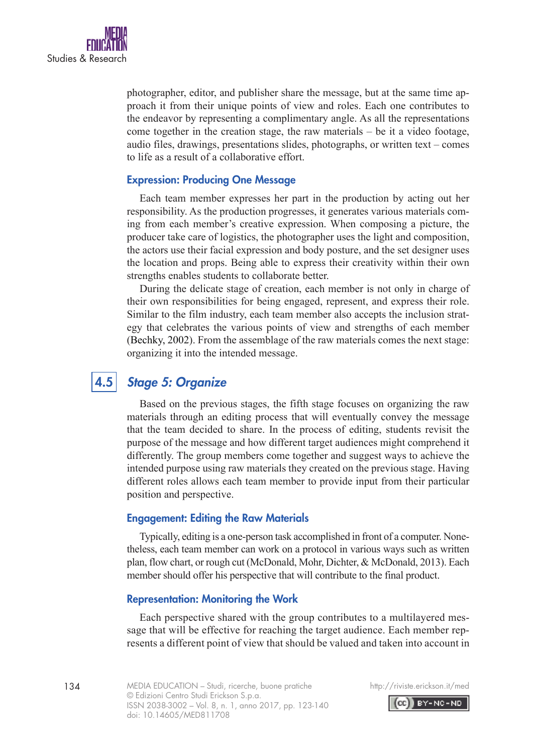photographer, editor, and publisher share the message, but at the same time approach it from their unique points of view and roles. Each one contributes to the endeavor by representing a complimentary angle. As all the representations come together in the creation stage, the raw materials – be it a video footage, audio files, drawings, presentations slides, photographs, or written text – comes to life as a result of a collaborative effort.

### Expression: Producing One Message

Each team member expresses her part in the production by acting out her responsibility. As the production progresses, it generates various materials coming from each member's creative expression. When composing a picture, the producer take care of logistics, the photographer uses the light and composition, the actors use their facial expression and body posture, and the set designer uses the location and props. Being able to express their creativity within their own strengths enables students to collaborate better.

During the delicate stage of creation, each member is not only in charge of their own responsibilities for being engaged, represent, and express their role. Similar to the film industry, each team member also accepts the inclusion strategy that celebrates the various points of view and strengths of each member (Bechky, 2002). From the assemblage of the raw materials comes the next stage: organizing it into the intended message.

## 4.5 *Stage 5: Organize*

Based on the previous stages, the fifth stage focuses on organizing the raw materials through an editing process that will eventually convey the message that the team decided to share. In the process of editing, students revisit the purpose of the message and how different target audiences might comprehend it differently. The group members come together and suggest ways to achieve the intended purpose using raw materials they created on the previous stage. Having different roles allows each team member to provide input from their particular position and perspective.

### Engagement: Editing the Raw Materials

Typically, editing is a one-person task accomplished in front of a computer. Nonetheless, each team member can work on a protocol in various ways such as written plan, flow chart, or rough cut (McDonald, Mohr, Dichter, & McDonald, 2013). Each member should offer his perspective that will contribute to the final product.

### Representation: Monitoring the Work

Each perspective shared with the group contributes to a multilayered message that will be effective for reaching the target audience. Each member represents a different point of view that should be valued and taken into account in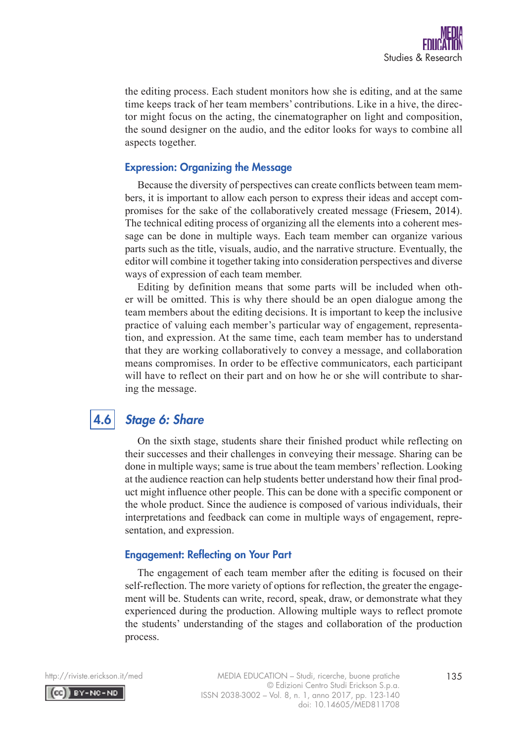the editing process. Each student monitors how she is editing, and at the same time keeps track of her team members' contributions. Like in a hive, the director might focus on the acting, the cinematographer on light and composition, the sound designer on the audio, and the editor looks for ways to combine all aspects together.

### Expression: Organizing the Message

Because the diversity of perspectives can create conflicts between team members, it is important to allow each person to express their ideas and accept compromises for the sake of the collaboratively created message (Friesem, 2014). The technical editing process of organizing all the elements into a coherent message can be done in multiple ways. Each team member can organize various parts such as the title, visuals, audio, and the narrative structure. Eventually, the editor will combine it together taking into consideration perspectives and diverse ways of expression of each team member.

Editing by definition means that some parts will be included when other will be omitted. This is why there should be an open dialogue among the team members about the editing decisions. It is important to keep the inclusive practice of valuing each member's particular way of engagement, representation, and expression. At the same time, each team member has to understand that they are working collaboratively to convey a message, and collaboration means compromises. In order to be effective communicators, each participant will have to reflect on their part and on how he or she will contribute to sharing the message.

## 4.6 *Stage 6: Share*

On the sixth stage, students share their finished product while reflecting on their successes and their challenges in conveying their message. Sharing can be done in multiple ways; same is true about the team members' reflection. Looking at the audience reaction can help students better understand how their final product might influence other people. This can be done with a specific component or the whole product. Since the audience is composed of various individuals, their interpretations and feedback can come in multiple ways of engagement, representation, and expression.

### Engagement: Reflecting on Your Part

The engagement of each team member after the editing is focused on their self-reflection. The more variety of options for reflection, the greater the engagement will be. Students can write, record, speak, draw, or demonstrate what they experienced during the production. Allowing multiple ways to reflect promote the students' understanding of the stages and collaboration of the production process.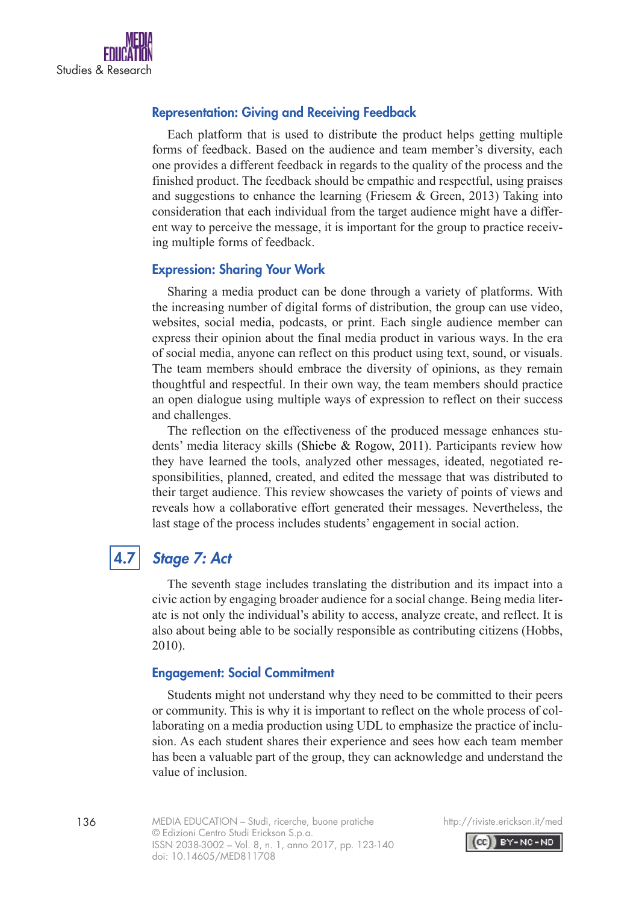### Representation: Giving and Receiving Feedback

Each platform that is used to distribute the product helps getting multiple forms of feedback. Based on the audience and team member's diversity, each one provides a different feedback in regards to the quality of the process and the finished product. The feedback should be empathic and respectful, using praises and suggestions to enhance the learning (Friesem & Green, 2013) Taking into consideration that each individual from the target audience might have a different way to perceive the message, it is important for the group to practice receiving multiple forms of feedback.

### Expression: Sharing Your Work

Sharing a media product can be done through a variety of platforms. With the increasing number of digital forms of distribution, the group can use video, websites, social media, podcasts, or print. Each single audience member can express their opinion about the final media product in various ways. In the era of social media, anyone can reflect on this product using text, sound, or visuals. The team members should embrace the diversity of opinions, as they remain thoughtful and respectful. In their own way, the team members should practice an open dialogue using multiple ways of expression to reflect on their success and challenges.

The reflection on the effectiveness of the produced message enhances students' media literacy skills (Shiebe & Rogow, 2011). Participants review how they have learned the tools, analyzed other messages, ideated, negotiated responsibilities, planned, created, and edited the message that was distributed to their target audience. This review showcases the variety of points of views and reveals how a collaborative effort generated their messages. Nevertheless, the last stage of the process includes students' engagement in social action.

## 4.7 *Stage 7: Act*

The seventh stage includes translating the distribution and its impact into a civic action by engaging broader audience for a social change. Being media literate is not only the individual's ability to access, analyze create, and reflect. It is also about being able to be socially responsible as contributing citizens (Hobbs, 2010).

### Engagement: Social Commitment

Students might not understand why they need to be committed to their peers or community. This is why it is important to reflect on the whole process of collaborating on a media production using UDL to emphasize the practice of inclusion. As each student shares their experience and sees how each team member has been a valuable part of the group, they can acknowledge and understand the value of inclusion.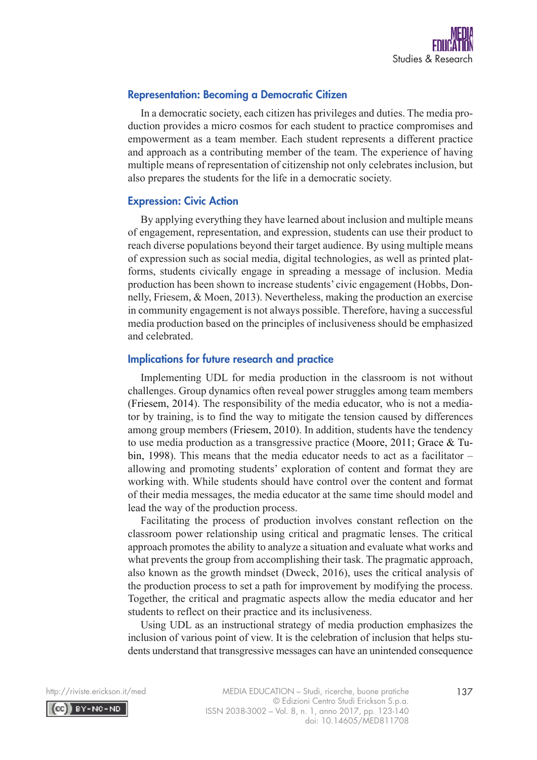## Representation: Becoming a Democratic Citizen

In a democratic society, each citizen has privileges and duties. The media production provides a micro cosmos for each student to practice compromises and empowerment as a team member. Each student represents a different practice and approach as a contributing member of the team. The experience of having multiple means of representation of citizenship not only celebrates inclusion, but also prepares the students for the life in a democratic society.

## Expression: Civic Action

By applying everything they have learned about inclusion and multiple means of engagement, representation, and expression, students can use their product to reach diverse populations beyond their target audience. By using multiple means of expression such as social media, digital technologies, as well as printed platforms, students civically engage in spreading a message of inclusion. Media production has been shown to increase students' civic engagement (Hobbs, Donnelly, Friesem, & Moen, 2013). Nevertheless, making the production an exercise in community engagement is not always possible. Therefore, having a successful media production based on the principles of inclusiveness should be emphasized and celebrated.

## Implications for future research and practice

Implementing UDL for media production in the classroom is not without challenges. Group dynamics often reveal power struggles among team members (Friesem, 2014). The responsibility of the media educator, who is not a mediator by training, is to find the way to mitigate the tension caused by differences among group members (Friesem, 2010). In addition, students have the tendency to use media production as a transgressive practice (Moore, 2011; Grace & Tubin, 1998). This means that the media educator needs to act as a facilitator – allowing and promoting students' exploration of content and format they are working with. While students should have control over the content and format of their media messages, the media educator at the same time should model and lead the way of the production process.

Facilitating the process of production involves constant reflection on the classroom power relationship using critical and pragmatic lenses. The critical approach promotes the ability to analyze a situation and evaluate what works and what prevents the group from accomplishing their task. The pragmatic approach, also known as the growth mindset (Dweck, 2016), uses the critical analysis of the production process to set a path for improvement by modifying the process. Together, the critical and pragmatic aspects allow the media educator and her students to reflect on their practice and its inclusiveness.

Using UDL as an instructional strategy of media production emphasizes the inclusion of various point of view. It is the celebration of inclusion that helps students understand that transgressive messages can have an unintended consequence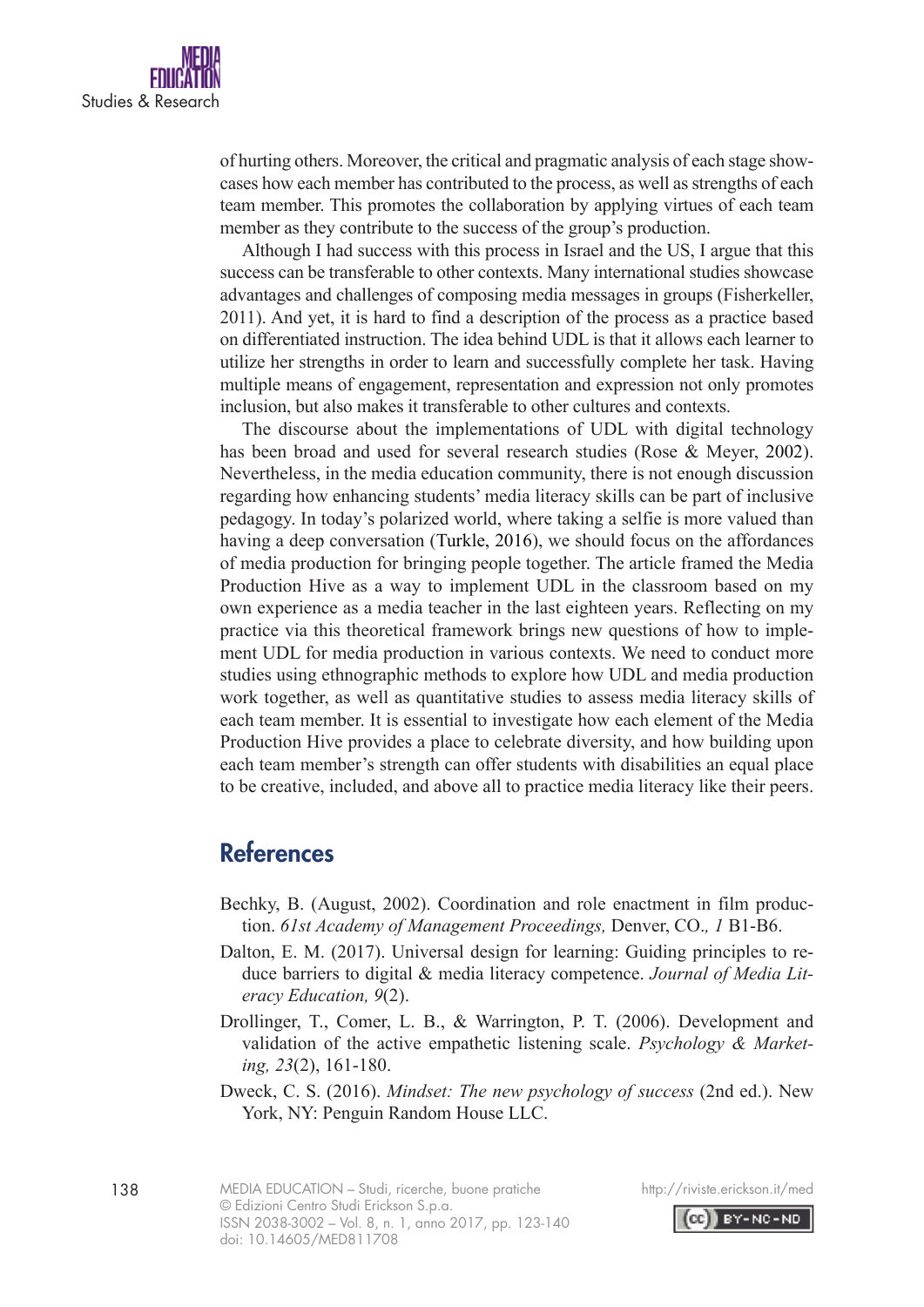of hurting others. Moreover, the critical and pragmatic analysis of each stage showcases how each member has contributed to the process, as well as strengths of each team member. This promotes the collaboration by applying virtues of each team member as they contribute to the success of the group's production.

Although I had success with this process in Israel and the US, I argue that this success can be transferable to other contexts. Many international studies showcase advantages and challenges of composing media messages in groups (Fisherkeller, 2011). And yet, it is hard to find a description of the process as a practice based on differentiated instruction. The idea behind UDL is that it allows each learner to utilize her strengths in order to learn and successfully complete her task. Having multiple means of engagement, representation and expression not only promotes inclusion, but also makes it transferable to other cultures and contexts.

The discourse about the implementations of UDL with digital technology has been broad and used for several research studies (Rose & Meyer, 2002). Nevertheless, in the media education community, there is not enough discussion regarding how enhancing students' media literacy skills can be part of inclusive pedagogy. In today's polarized world, where taking a selfie is more valued than having a deep conversation (Turkle, 2016), we should focus on the affordances of media production for bringing people together. The article framed the Media Production Hive as a way to implement UDL in the classroom based on my own experience as a media teacher in the last eighteen years. Reflecting on my practice via this theoretical framework brings new questions of how to implement UDL for media production in various contexts. We need to conduct more studies using ethnographic methods to explore how UDL and media production work together, as well as quantitative studies to assess media literacy skills of each team member. It is essential to investigate how each element of the Media Production Hive provides a place to celebrate diversity, and how building upon each team member's strength can offer students with disabilities an equal place to be creative, included, and above all to practice media literacy like their peers.

## References

Bechky, B. (August, 2002). Coordination and role enactment in film production. *61st Academy of Management Proceedings,* Denver, CO., *1* B1-B6.

Dalton, E. M. (2017). Universal design for learning: Guiding principles to reduce barriers to digital & media literacy competence. *Journal of Media Literacy Education, 9*(2).

Drollinger, T., Comer, L. B., & Warrington, P. T. (2006). Development and validation of the active empathetic listening scale. *Psychology & Marketing, 23*(2), 161-180.

Dweck, C. S. (2016). *Mindset: The new psychology of success* (2nd ed.). New York, NY: Penguin Random House LLC.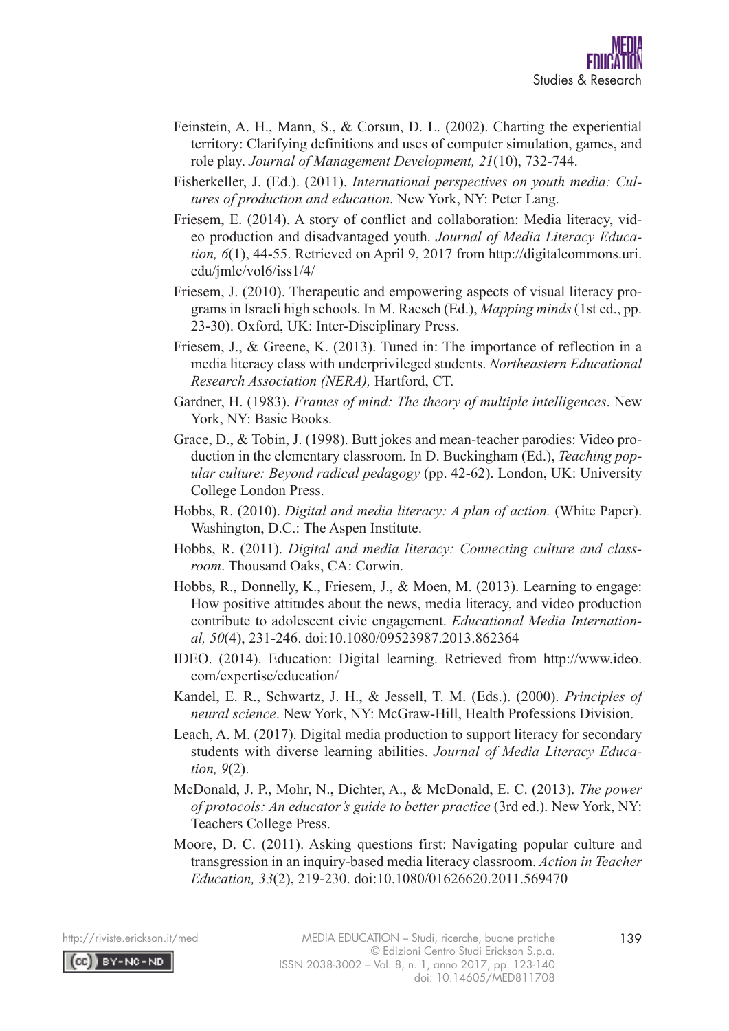Feinstein, A. H., Mann, S., & Corsun, D. L. (2002). Charting the experiential territory: Clarifying definitions and uses of computer simulation, games, and role play. *Journal of Management Development, 21*(10), 732-744.

Fisherkeller, J. (Ed.). (2011). *International perspectives on youth media: Cultures of production and education*. New York, NY: Peter Lang.

Friesem, E. (2014). A story of conflict and collaboration: Media literacy, video production and disadvantaged youth. *Journal of Media Literacy Education, 6*(1), 44-55. Retrieved on April 9, 2017 from http://digitalcommons.uri.edu/jmle/vol6/iss1/4/

Friesem, J. (2010). Therapeutic and empowering aspects of visual literacy programs in Israeli high schools. In M. Raesch (Ed.), *Mapping minds* (1st ed., pp. 23-30). Oxford, UK: Inter-Disciplinary Press.

Friesem, J., & Greene, K. (2013). Tuned in: The importance of reflection in a media literacy class with underprivileged students. *Northeastern Educational Research Association (NERA),* Hartford, CT.

Gardner, H. (1983). *Frames of mind: The theory of multiple intelligences*. New York, NY: Basic Books.

Grace, D., & Tobin, J. (1998). Butt jokes and mean-teacher parodies: Video production in the elementary classroom. In D. Buckingham (Ed.), *Teaching popular culture: Beyond radical pedagogy* (pp. 42-62). London, UK: University College London Press.

Hobbs, R. (2010). *Digital and media literacy: A plan of action.* (White Paper). Washington, D.C.: The Aspen Institute.

Hobbs, R. (2011). *Digital and media literacy: Connecting culture and classroom*. Thousand Oaks, CA: Corwin.

Hobbs, R., Donnelly, K., Friesem, J., & Moen, M. (2013). Learning to engage: How positive attitudes about the news, media literacy, and video production contribute to adolescent civic engagement. *Educational Media International, 50*(4), 231-246. doi:10.1080/09523987.2013.862364

IDEO. (2014). Education: Digital learning. Retrieved from http://www.ideo.com/expertise/education/

Kandel, E. R., Schwartz, J. H., & Jessell, T. M. (Eds.). (2000). *Principles of neural science*. New York, NY: McGraw-Hill, Health Professions Division.

Leach, A. M. (2017). Digital media production to support literacy for secondary students with diverse learning abilities. *Journal of Media Literacy Education, 9*(2).

McDonald, J. P., Mohr, N., Dichter, A., & McDonald, E. C. (2013). *The power of protocols: An educator's guide to better practice* (3rd ed.). New York, NY: Teachers College Press.

Moore, D. C. (2011). Asking questions first: Navigating popular culture and transgression in an inquiry-based media literacy classroom. *Action in Teacher Education, 33*(2), 219-230. doi:10.1080/01626620.2011.569470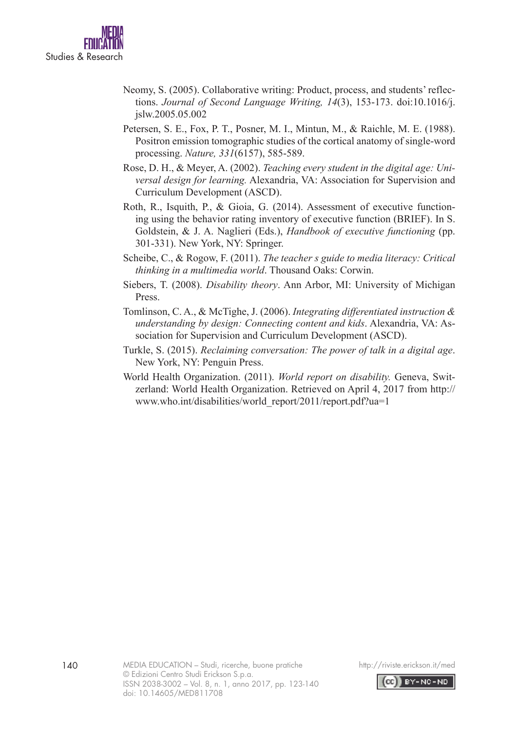Neomy, S. (2005). Collaborative writing: Product, process, and students' reflections. *Journal of Second Language Writing, 14*(3), 153-173. doi:10.1016/j.jslw.2005.05.002

Petersen, S. E., Fox, P. T., Posner, M. I., Mintun, M., & Raichle, M. E. (1988). Positron emission tomographic studies of the cortical anatomy of single-word processing. *Nature, 331*(6157), 585-589.

Rose, D. H., & Meyer, A. (2002). *Teaching every student in the digital age: Universal design for learning.* Alexandria, VA: Association for Supervision and Curriculum Development (ASCD).

Roth, R., Isquith, P., & Gioia, G. (2014). Assessment of executive functioning using the behavior rating inventory of executive function (BRIEF). In S. Goldstein, & J. A. Naglieri (Eds.), *Handbook of executive functioning* (pp. 301-331). New York, NY: Springer.

Scheibe, C., & Rogow, F. (2011). *The teacher s guide to media literacy: Critical thinking in a multimedia world*. Thousand Oaks: Corwin.

Siebers, T. (2008). *Disability theory*. Ann Arbor, MI: University of Michigan Press.

Tomlinson, C. A., & McTighe, J. (2006). *Integrating differentiated instruction & understanding by design: Connecting content and kids*. Alexandria, VA: Association for Supervision and Curriculum Development (ASCD).

Turkle, S. (2015). *Reclaiming conversation: The power of talk in a digital age*. New York, NY: Penguin Press.

World Health Organization. (2011). *World report on disability.* Geneva, Switzerland: World Health Organization. Retrieved on April 4, 2017 from http://www.who.int/disabilities/world_report/2011/report.pdf?ua=1